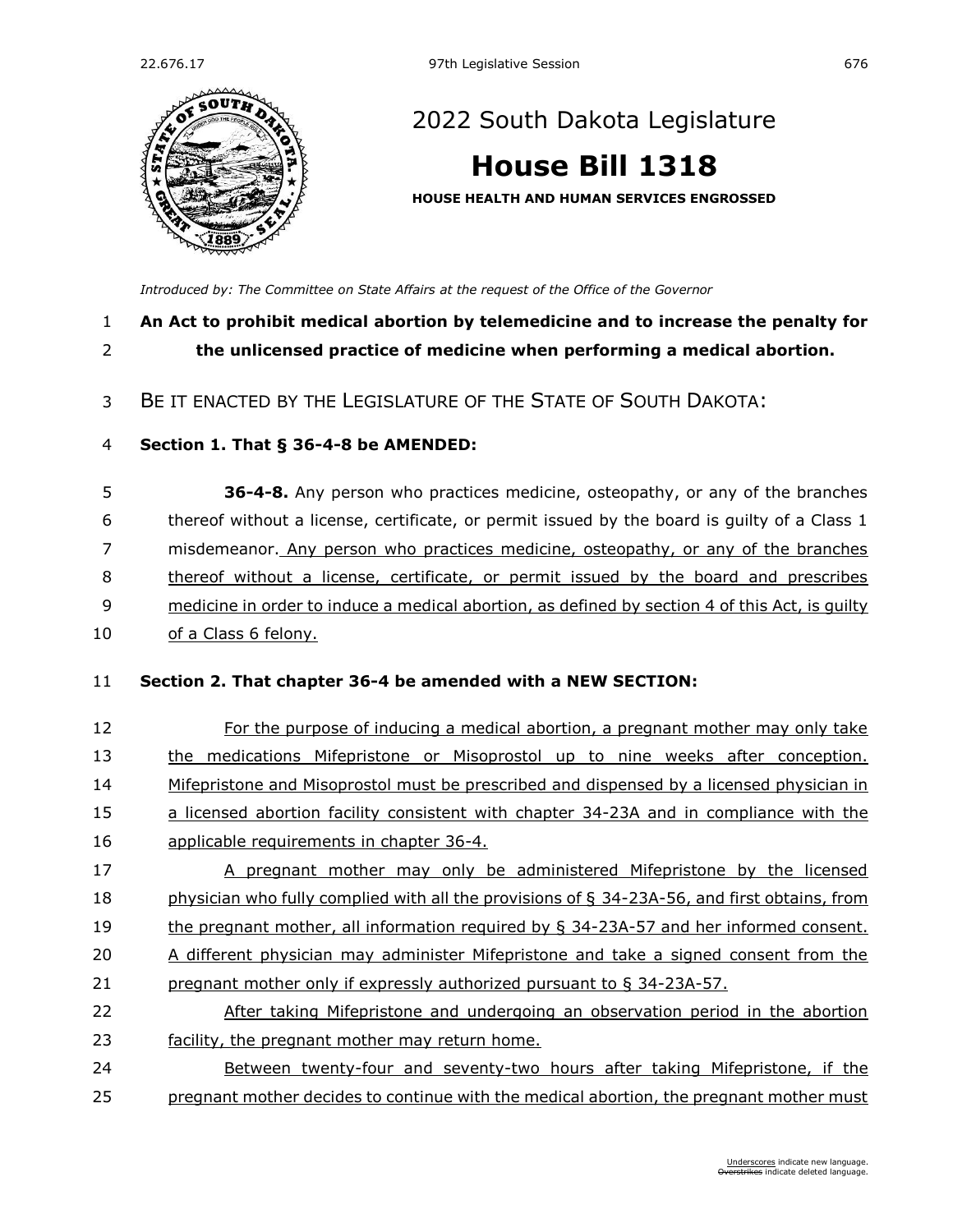# 2022 South Dakota Legislature

# House Bill 1318

**HOUSE HEALTH AND HUMAN SERVICES ENGROSSED**

*Introduced by: The Committee on State Affairs at the request of the Office of the Governor*

**An Act to prohibit medical abortion by telemedicine and to increase the penalty for the unlicensed practice of medicine when performing a medical abortion.**

BE IT ENACTED BY THE LEGISLATURE OF THE STATE OF SOUTH DAKOTA:

**Section 1. That § 36-4-8 be AMENDED:**

**36-4-8.** Any person who practices medicine, osteopathy, or any of the branches thereof without a license, certificate, or permit issued by the board is guilty of a Class 1 misdemeanor. Any person who practices medicine, osteopathy, or any of the branches thereof without a license, certificate, or permit issued by the board and prescribes medicine in order to induce a medical abortion, as defined by section 4 of this Act, is guilty of a Class 6 felony.

**Section 2. That chapter 36-4 be amended with a NEW SECTION:**

For the purpose of inducing a medical abortion, a pregnant mother may only take the medications Mifepristone or Misoprostol up to nine weeks after conception. Mifepristone and Misoprostol must be prescribed and dispensed by a licensed physician in a licensed abortion facility consistent with chapter 34-23A and in compliance with the applicable requirements in chapter 36-4.

A pregnant mother may only be administered Mifepristone by the licensed physician who fully complied with all the provisions of § 34-23A-56, and first obtains, from the pregnant mother, all information required by § 34-23A-57 and her informed consent. A different physician may administer Mifepristone and take a signed consent from the pregnant mother only if expressly authorized pursuant to § 34-23A-57.

After taking Mifepristone and undergoing an observation period in the abortion facility, the pregnant mother may return home.

Between twenty-four and seventy-two hours after taking Mifepristone, if the pregnant mother decides to continue with the medical abortion, the pregnant mother must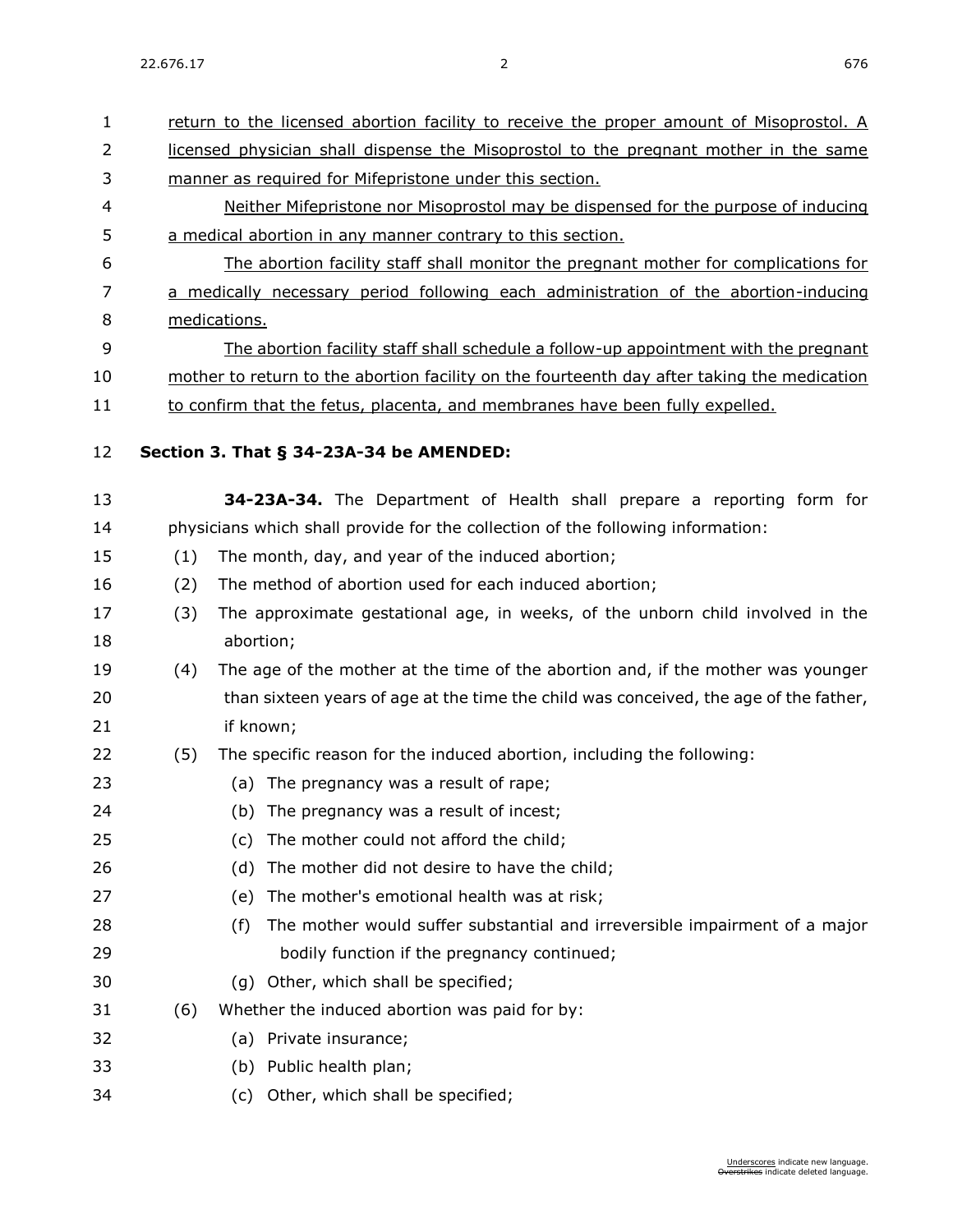return to the licensed abortion facility to receive the proper amount of Misoprostol. A licensed physician shall dispense the Misoprostol to the pregnant mother in the same manner as required for Mifepristone under this section.

Neither Mifepristone nor Misoprostol may be dispensed for the purpose of inducing a medical abortion in any manner contrary to this section.

The abortion facility staff shall monitor the pregnant mother for complications for a medically necessary period following each administration of the abortion-inducing medications.

The abortion facility staff shall schedule a follow-up appointment with the pregnant mother to return to the abortion facility on the fourteenth day after taking the medication to confirm that the fetus, placenta, and membranes have been fully expelled.

**Section 3. That § 34-23A-34 be AMENDED:**

**34-23A-34.** The Department of Health shall prepare a reporting form for physicians which shall provide for the collection of the following information:

(1) The month, day, and year of the induced abortion;

(2) The method of abortion used for each induced abortion;

(3) The approximate gestational age, in weeks, of the unborn child involved in the abortion;

(4) The age of the mother at the time of the abortion and, if the mother was younger than sixteen years of age at the time the child was conceived, the age of the father, if known;

(5) The specific reason for the induced abortion, including the following:

  (a) The pregnancy was a result of rape;

  (b) The pregnancy was a result of incest;

  (c) The mother could not afford the child;

  (d) The mother did not desire to have the child;

  (e) The mother's emotional health was at risk;

  (f) The mother would suffer substantial and irreversible impairment of a major bodily function if the pregnancy continued;

  (g) Other, which shall be specified;

(6) Whether the induced abortion was paid for by:

  (a) Private insurance;

  (b) Public health plan;

  (c) Other, which shall be specified;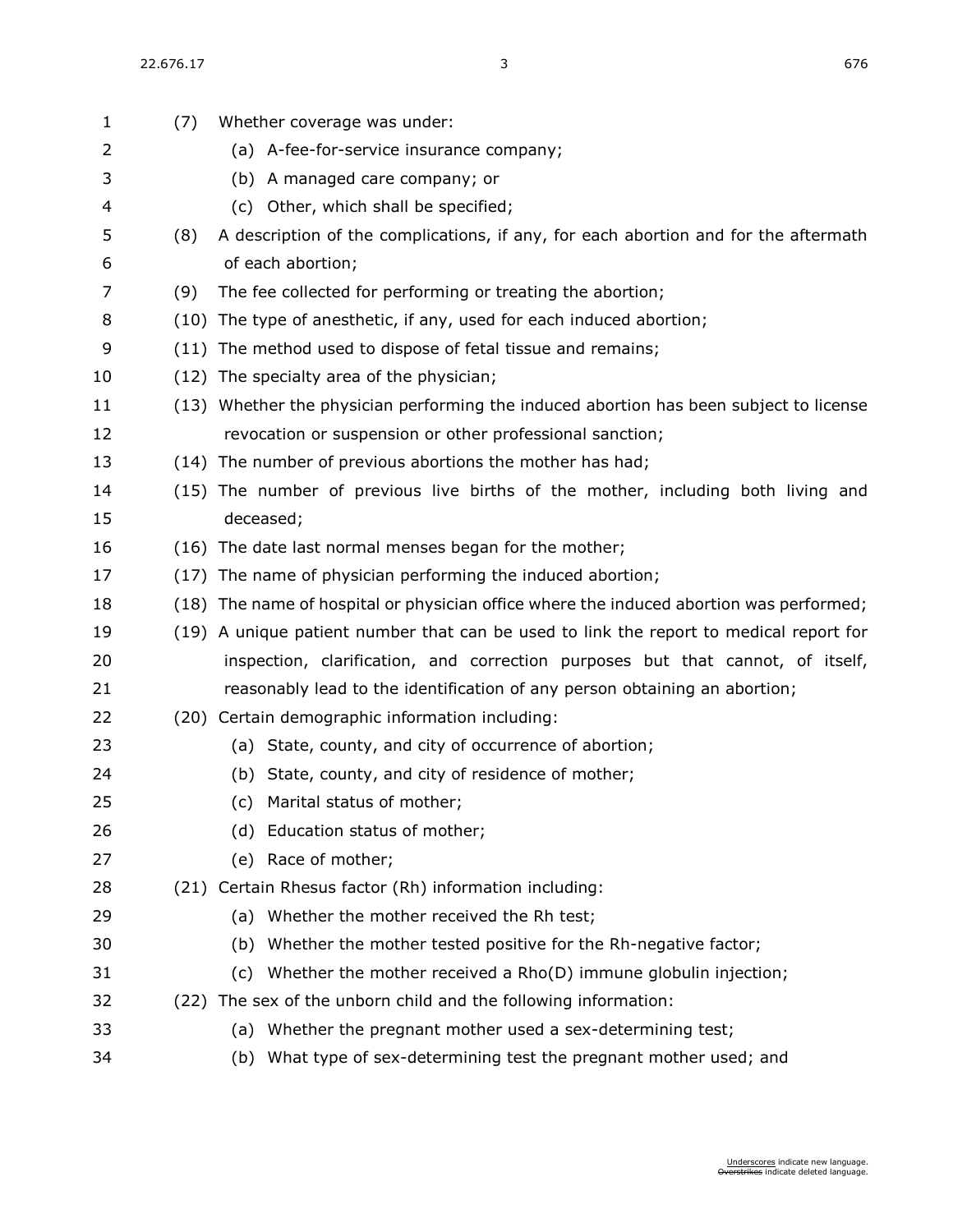(7) Whether coverage was under:

(a) A-fee-for-service insurance company;

(b) A managed care company; or

(c) Other, which shall be specified;

(8) A description of the complications, if any, for each abortion and for the aftermath of each abortion;

(9) The fee collected for performing or treating the abortion;

(10) The type of anesthetic, if any, used for each induced abortion;

(11) The method used to dispose of fetal tissue and remains;

(12) The specialty area of the physician;

(13) Whether the physician performing the induced abortion has been subject to license revocation or suspension or other professional sanction;

(14) The number of previous abortions the mother has had;

(15) The number of previous live births of the mother, including both living and deceased;

(16) The date last normal menses began for the mother;

(17) The name of physician performing the induced abortion;

(18) The name of hospital or physician office where the induced abortion was performed;

(19) A unique patient number that can be used to link the report to medical report for inspection, clarification, and correction purposes but that cannot, of itself, reasonably lead to the identification of any person obtaining an abortion;

(20) Certain demographic information including:

(a) State, county, and city of occurrence of abortion;

(b) State, county, and city of residence of mother;

(c) Marital status of mother;

(d) Education status of mother;

(e) Race of mother;

(21) Certain Rhesus factor (Rh) information including:

(a) Whether the mother received the Rh test;

(b) Whether the mother tested positive for the Rh-negative factor;

(c) Whether the mother received a Rho(D) immune globulin injection;

(22) The sex of the unborn child and the following information:

(a) Whether the pregnant mother used a sex-determining test;

(b) What type of sex-determining test the pregnant mother used; and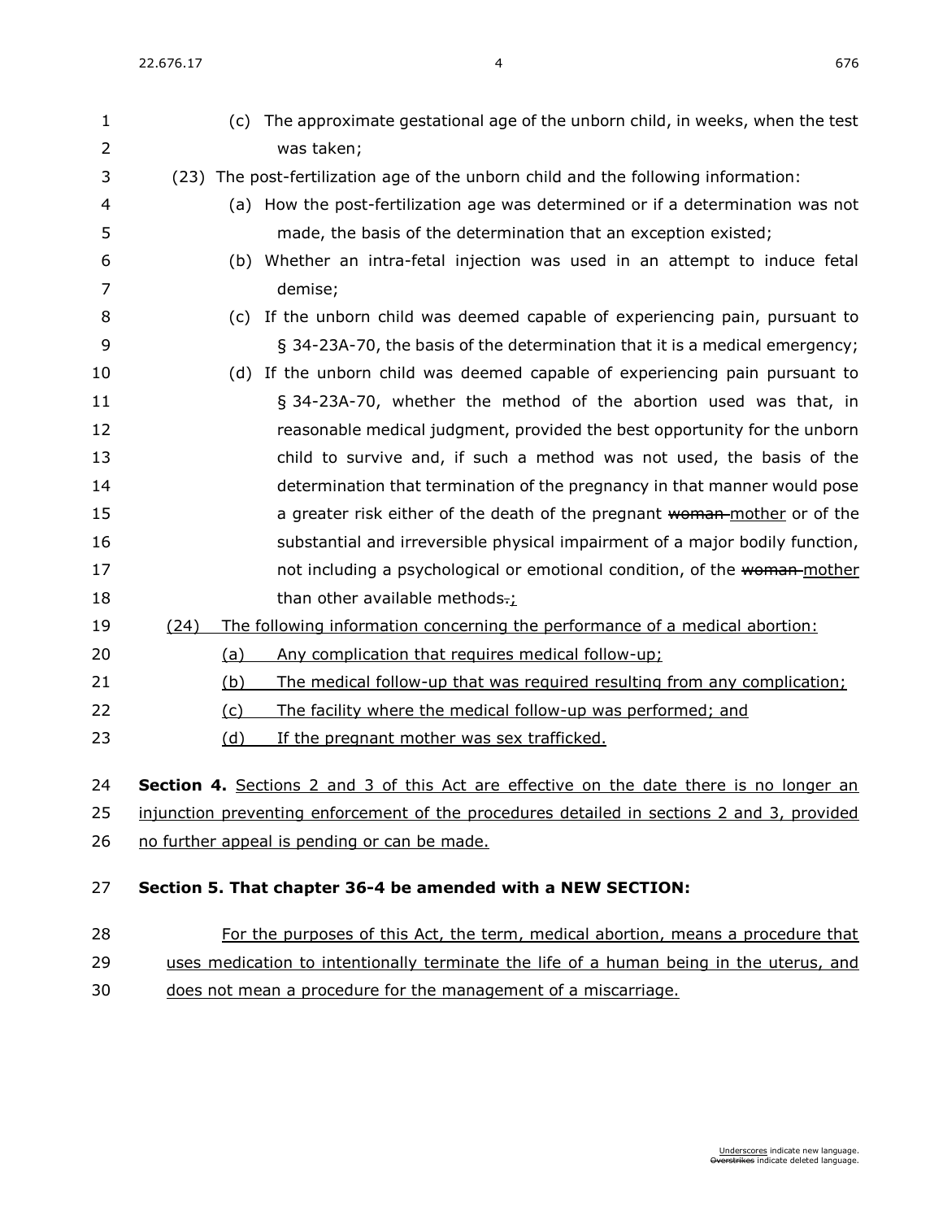(c) The approximate gestational age of the unborn child, in weeks, when the test was taken;

(23) The post-fertilization age of the unborn child and the following information:

(a) How the post-fertilization age was determined or if a determination was not made, the basis of the determination that an exception existed;

(b) Whether an intra-fetal injection was used in an attempt to induce fetal demise;

(c) If the unborn child was deemed capable of experiencing pain, pursuant to § 34-23A-70, the basis of the determination that it is a medical emergency;

(d) If the unborn child was deemed capable of experiencing pain pursuant to § 34-23A-70, whether the method of the abortion used was that, in reasonable medical judgment, provided the best opportunity for the unborn child to survive and, if such a method was not used, the basis of the determination that termination of the pregnancy in that manner would pose a greater risk either of the death of the pregnant ~~woman~~ mother or of the substantial and irreversible physical impairment of a major bodily function, not including a psychological or emotional condition, of the ~~woman~~ mother than other available methods~~.~~;

(24) The following information concerning the performance of a medical abortion:

(a) Any complication that requires medical follow-up;

(b) The medical follow-up that was required resulting from any complication;

(c) The facility where the medical follow-up was performed; and

(d) If the pregnant mother was sex trafficked.

**Section 4.** Sections 2 and 3 of this Act are effective on the date there is no longer an injunction preventing enforcement of the procedures detailed in sections 2 and 3, provided no further appeal is pending or can be made.

**Section 5. That chapter 36-4 be amended with a NEW SECTION:**

For the purposes of this Act, the term, medical abortion, means a procedure that uses medication to intentionally terminate the life of a human being in the uterus, and does not mean a procedure for the management of a miscarriage.